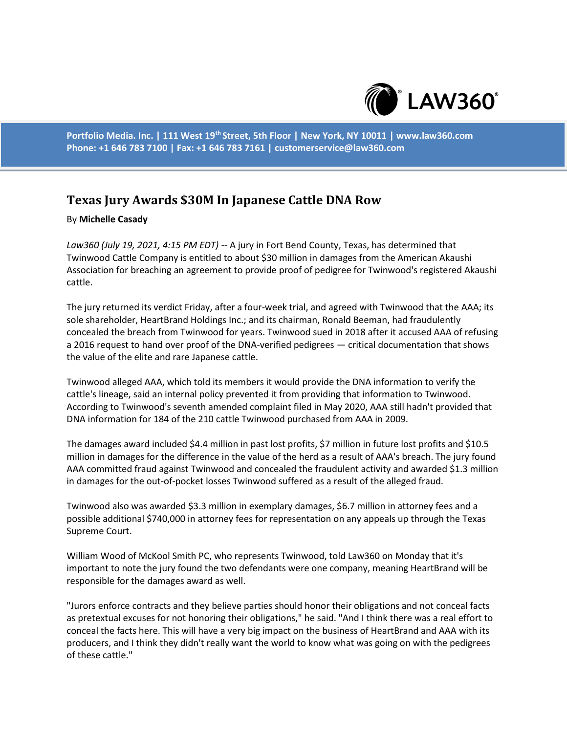Portfolio Media. Inc. | 111 West 19th Street, 5th Floor | New York, NY 10011 | www.law360.com
Phone: +1 646 783 7100 | Fax: +1 646 783 7161 | customerservice@law360.com

# Texas Jury Awards $30M In Japanese Cattle DNA Row

By **Michelle Casady**

*Law360 (July 19, 2021, 4:15 PM EDT)* -- A jury in Fort Bend County, Texas, has determined that Twinwood Cattle Company is entitled to about $30 million in damages from the American Akaushi Association for breaching an agreement to provide proof of pedigree for Twinwood's registered Akaushi cattle.

The jury returned its verdict Friday, after a four-week trial, and agreed with Twinwood that the AAA; its sole shareholder, HeartBrand Holdings Inc.; and its chairman, Ronald Beeman, had fraudulently concealed the breach from Twinwood for years. Twinwood sued in 2018 after it accused AAA of refusing a 2016 request to hand over proof of the DNA-verified pedigrees — critical documentation that shows the value of the elite and rare Japanese cattle.

Twinwood alleged AAA, which told its members it would provide the DNA information to verify the cattle's lineage, said an internal policy prevented it from providing that information to Twinwood. According to Twinwood's seventh amended complaint filed in May 2020, AAA still hadn't provided that DNA information for 184 of the 210 cattle Twinwood purchased from AAA in 2009.

The damages award included $4.4 million in past lost profits, $7 million in future lost profits and $10.5 million in damages for the difference in the value of the herd as a result of AAA's breach. The jury found AAA committed fraud against Twinwood and concealed the fraudulent activity and awarded $1.3 million in damages for the out-of-pocket losses Twinwood suffered as a result of the alleged fraud.

Twinwood also was awarded $3.3 million in exemplary damages, $6.7 million in attorney fees and a possible additional $740,000 in attorney fees for representation on any appeals up through the Texas Supreme Court.

William Wood of McKool Smith PC, who represents Twinwood, told Law360 on Monday that it's important to note the jury found the two defendants were one company, meaning HeartBrand will be responsible for the damages award as well.

"Jurors enforce contracts and they believe parties should honor their obligations and not conceal facts as pretextual excuses for not honoring their obligations," he said. "And I think there was a real effort to conceal the facts here. This will have a very big impact on the business of HeartBrand and AAA with its producers, and I think they didn't really want the world to know what was going on with the pedigrees of these cattle."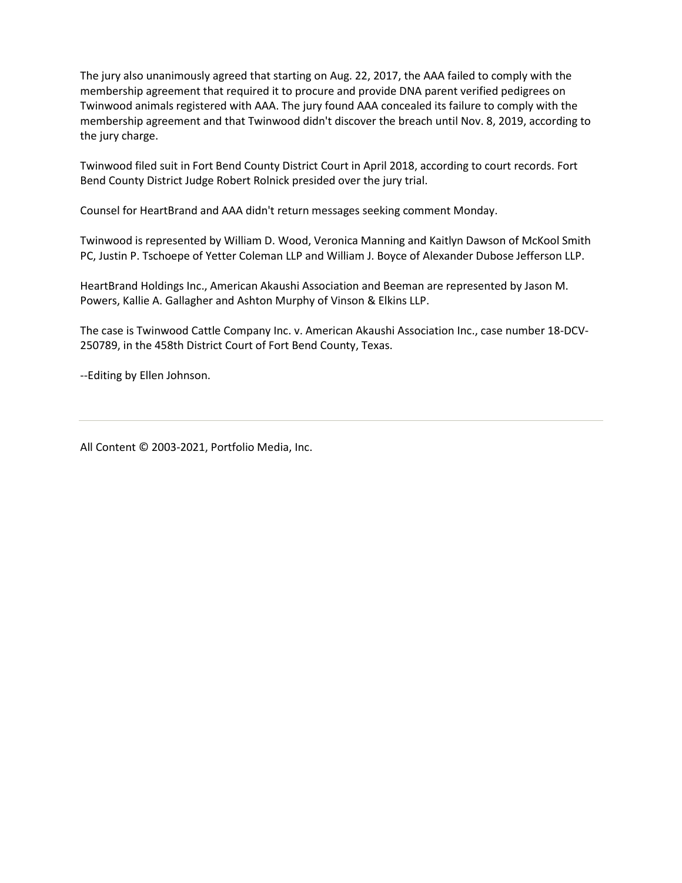The jury also unanimously agreed that starting on Aug. 22, 2017, the AAA failed to comply with the membership agreement that required it to procure and provide DNA parent verified pedigrees on Twinwood animals registered with AAA. The jury found AAA concealed its failure to comply with the membership agreement and that Twinwood didn't discover the breach until Nov. 8, 2019, according to the jury charge.

Twinwood filed suit in Fort Bend County District Court in April 2018, according to court records. Fort Bend County District Judge Robert Rolnick presided over the jury trial.

Counsel for HeartBrand and AAA didn't return messages seeking comment Monday.

Twinwood is represented by William D. Wood, Veronica Manning and Kaitlyn Dawson of McKool Smith PC, Justin P. Tschoepe of Yetter Coleman LLP and William J. Boyce of Alexander Dubose Jefferson LLP.

HeartBrand Holdings Inc., American Akaushi Association and Beeman are represented by Jason M. Powers, Kallie A. Gallagher and Ashton Murphy of Vinson & Elkins LLP.

The case is Twinwood Cattle Company Inc. v. American Akaushi Association Inc., case number 18-DCV-250789, in the 458th District Court of Fort Bend County, Texas.

--Editing by Ellen Johnson.

---

All Content © 2003-2021, Portfolio Media, Inc.